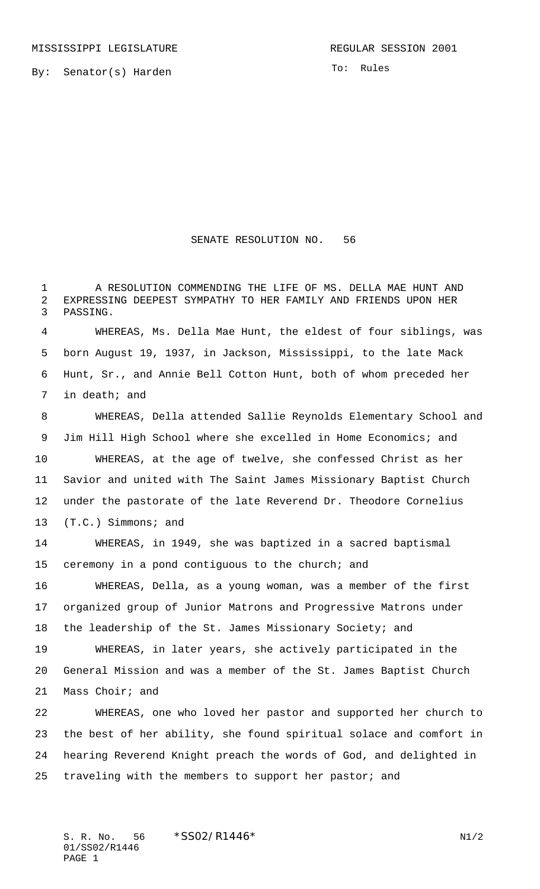MISSISSIPPI LEGISLATURE REGULAR SESSION 2001

By: Senator(s) Harden

To: Rules

# SENATE RESOLUTION NO. 56

A RESOLUTION COMMENDING THE LIFE OF MS. DELLA MAE HUNT AND EXPRESSING DEEPEST SYMPATHY TO HER FAMILY AND FRIENDS UPON HER PASSING.

WHEREAS, Ms. Della Mae Hunt, the eldest of four siblings, was born August 19, 1937, in Jackson, Mississippi, to the late Mack Hunt, Sr., and Annie Bell Cotton Hunt, both of whom preceded her in death; and

WHEREAS, Della attended Sallie Reynolds Elementary School and Jim Hill High School where she excelled in Home Economics; and

WHEREAS, at the age of twelve, she confessed Christ as her Savior and united with The Saint James Missionary Baptist Church under the pastorate of the late Reverend Dr. Theodore Cornelius (T.C.) Simmons; and

WHEREAS, in 1949, she was baptized in a sacred baptismal ceremony in a pond contiguous to the church; and

WHEREAS, Della, as a young woman, was a member of the first organized group of Junior Matrons and Progressive Matrons under the leadership of the St. James Missionary Society; and

WHEREAS, in later years, she actively participated in the General Mission and was a member of the St. James Baptist Church Mass Choir; and

WHEREAS, one who loved her pastor and supported her church to the best of her ability, she found spiritual solace and comfort in hearing Reverend Knight preach the words of God, and delighted in traveling with the members to support her pastor; and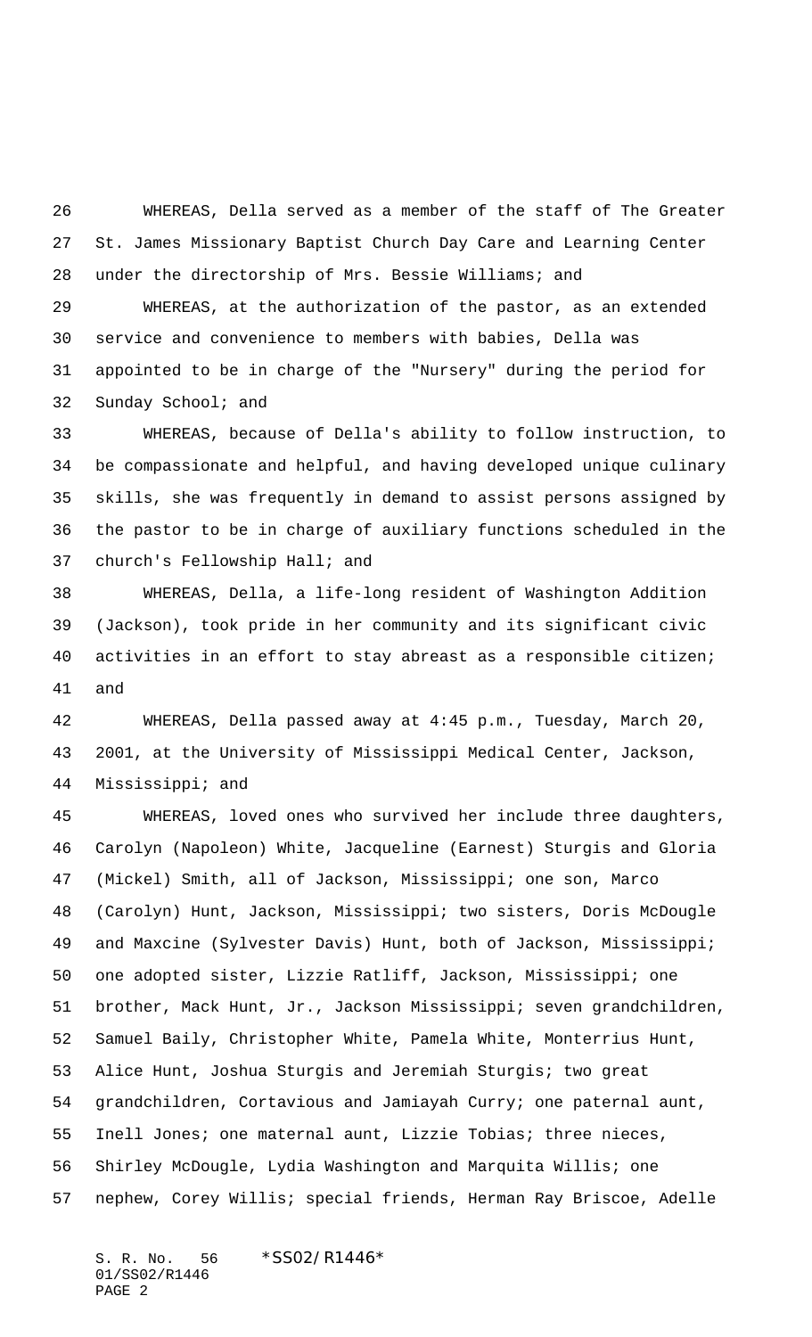WHEREAS, Della served as a member of the staff of The Greater St. James Missionary Baptist Church Day Care and Learning Center under the directorship of Mrs. Bessie Williams; and

WHEREAS, at the authorization of the pastor, as an extended service and convenience to members with babies, Della was appointed to be in charge of the "Nursery" during the period for Sunday School; and

WHEREAS, because of Della's ability to follow instruction, to be compassionate and helpful, and having developed unique culinary skills, she was frequently in demand to assist persons assigned by the pastor to be in charge of auxiliary functions scheduled in the church's Fellowship Hall; and

WHEREAS, Della, a life-long resident of Washington Addition (Jackson), took pride in her community and its significant civic activities in an effort to stay abreast as a responsible citizen; and

WHEREAS, Della passed away at 4:45 p.m., Tuesday, March 20, 2001, at the University of Mississippi Medical Center, Jackson, Mississippi; and

WHEREAS, loved ones who survived her include three daughters, Carolyn (Napoleon) White, Jacqueline (Earnest) Sturgis and Gloria (Mickel) Smith, all of Jackson, Mississippi; one son, Marco (Carolyn) Hunt, Jackson, Mississippi; two sisters, Doris McDougle and Maxcine (Sylvester Davis) Hunt, both of Jackson, Mississippi; one adopted sister, Lizzie Ratliff, Jackson, Mississippi; one brother, Mack Hunt, Jr., Jackson Mississippi; seven grandchildren, Samuel Baily, Christopher White, Pamela White, Monterrius Hunt, Alice Hunt, Joshua Sturgis and Jeremiah Sturgis; two great grandchildren, Cortavious and Jamiayah Curry; one paternal aunt, Inell Jones; one maternal aunt, Lizzie Tobias; three nieces, Shirley McDougle, Lydia Washington and Marquita Willis; one nephew, Corey Willis; special friends, Herman Ray Briscoe, Adelle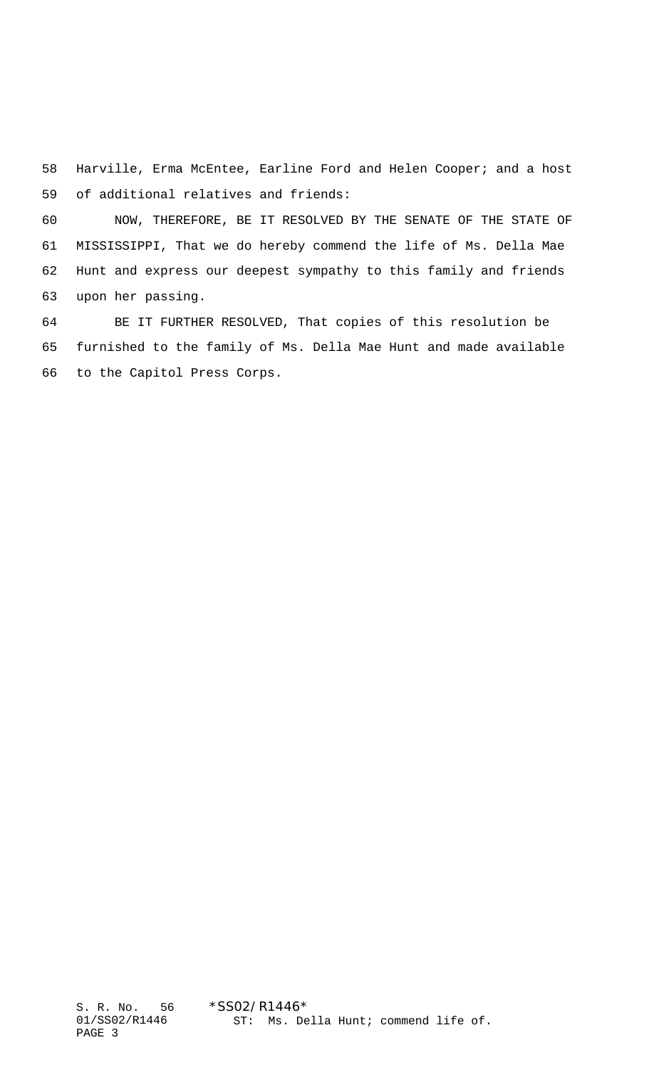Harville, Erma McEntee, Earline Ford and Helen Cooper; and a host of additional relatives and friends:

NOW, THEREFORE, BE IT RESOLVED BY THE SENATE OF THE STATE OF MISSISSIPPI, That we do hereby commend the life of Ms. Della Mae Hunt and express our deepest sympathy to this family and friends upon her passing.

BE IT FURTHER RESOLVED, That copies of this resolution be furnished to the family of Ms. Della Mae Hunt and made available to the Capitol Press Corps.